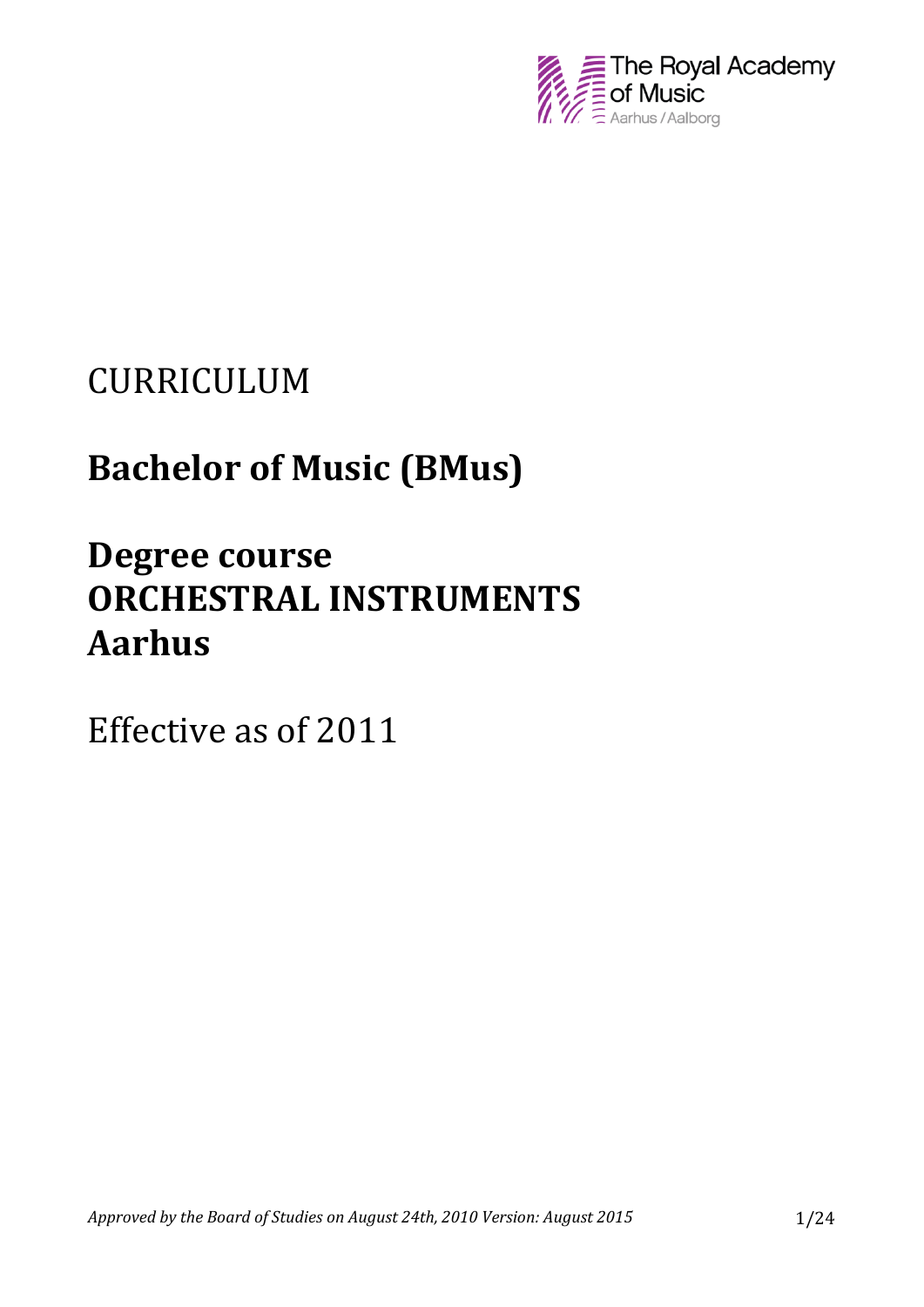The Royal Academy of Music
Aarhus / Aalborg

# CURRICULUM

# **Bachelor of Music (BMus)**

# **Degree course**
# **ORCHESTRAL INSTRUMENTS**
# **Aarhus**

Effective as of 2011

*Approved by the Board of Studies on August 24th, 2010 Version: August 2015*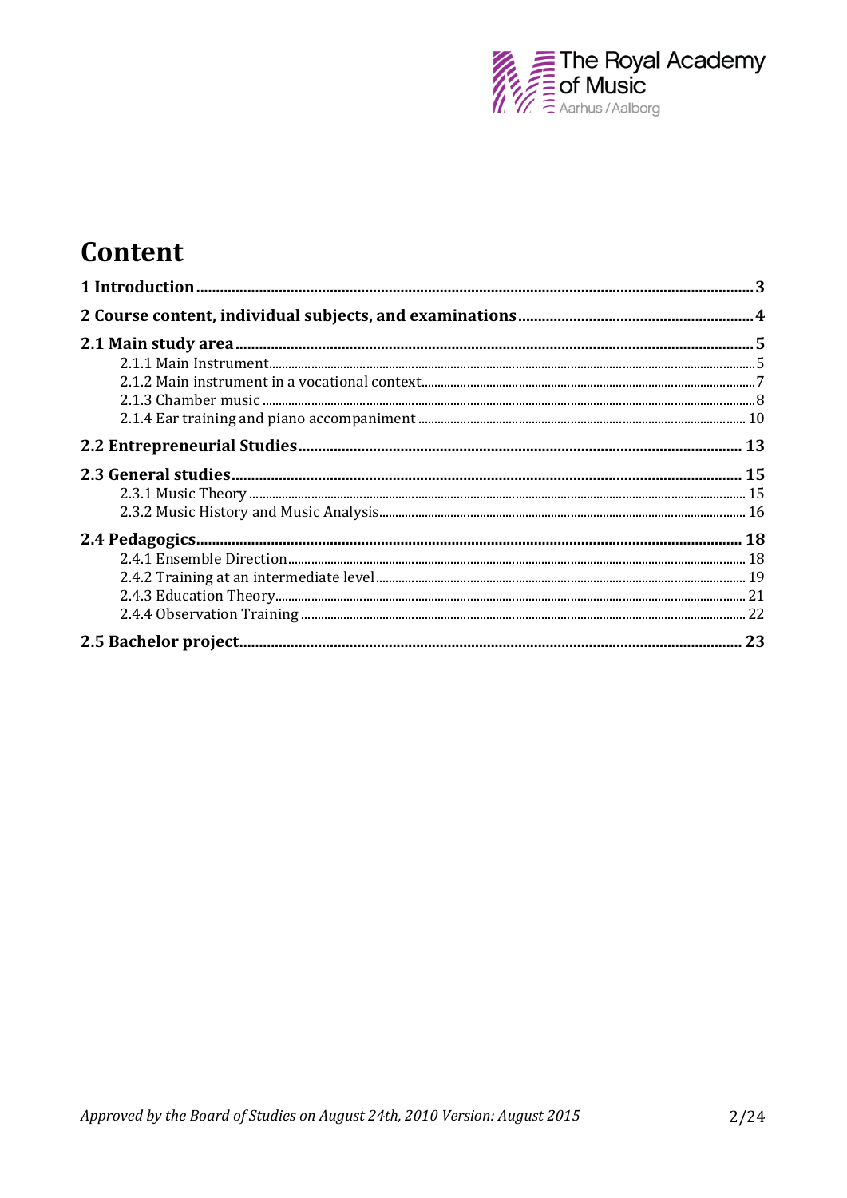# Content

**1 Introduction** ... **3**

**2 Course content, individual subjects, and examinations** ... **4**

**2.1 Main study area** ... **5**

- 2.1.1 Main Instrument ... 5
- 2.1.2 Main instrument in a vocational context ... 7
- 2.1.3 Chamber music ... 8
- 2.1.4 Ear training and piano accompaniment ... 10

**2.2 Entrepreneurial Studies** ... **13**

**2.3 General studies** ... **15**

- 2.3.1 Music Theory ... 15
- 2.3.2 Music History and Music Analysis ... 16

**2.4 Pedagogics** ... **18**

- 2.4.1 Ensemble Direction ... 18
- 2.4.2 Training at an intermediate level ... 19
- 2.4.3 Education Theory ... 21
- 2.4.4 Observation Training ... 22

**2.5 Bachelor project** ... **23**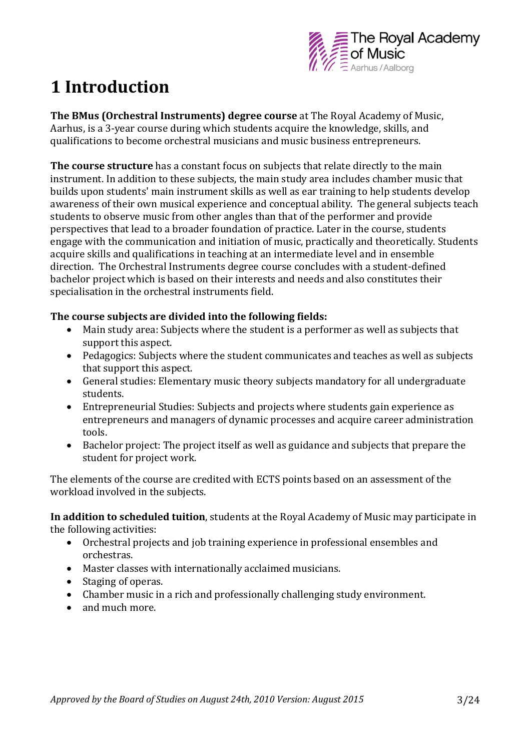# 1 Introduction

**The BMus (Orchestral Instruments) degree course** at The Royal Academy of Music, Aarhus, is a 3-year course during which students acquire the knowledge, skills, and qualifications to become orchestral musicians and music business entrepreneurs.

**The course structure** has a constant focus on subjects that relate directly to the main instrument. In addition to these subjects, the main study area includes chamber music that builds upon students' main instrument skills as well as ear training to help students develop awareness of their own musical experience and conceptual ability. The general subjects teach students to observe music from other angles than that of the performer and provide perspectives that lead to a broader foundation of practice. Later in the course, students engage with the communication and initiation of music, practically and theoretically. Students acquire skills and qualifications in teaching at an intermediate level and in ensemble direction. The Orchestral Instruments degree course concludes with a student-defined bachelor project which is based on their interests and needs and also constitutes their specialisation in the orchestral instruments field.

**The course subjects are divided into the following fields:**

- Main study area: Subjects where the student is a performer as well as subjects that support this aspect.
- Pedagogics: Subjects where the student communicates and teaches as well as subjects that support this aspect.
- General studies: Elementary music theory subjects mandatory for all undergraduate students.
- Entrepreneurial Studies: Subjects and projects where students gain experience as entrepreneurs and managers of dynamic processes and acquire career administration tools.
- Bachelor project: The project itself as well as guidance and subjects that prepare the student for project work.

The elements of the course are credited with ECTS points based on an assessment of the workload involved in the subjects.

**In addition to scheduled tuition**, students at the Royal Academy of Music may participate in the following activities:

- Orchestral projects and job training experience in professional ensembles and orchestras.
- Master classes with internationally acclaimed musicians.
- Staging of operas.
- Chamber music in a rich and professionally challenging study environment.
- and much more.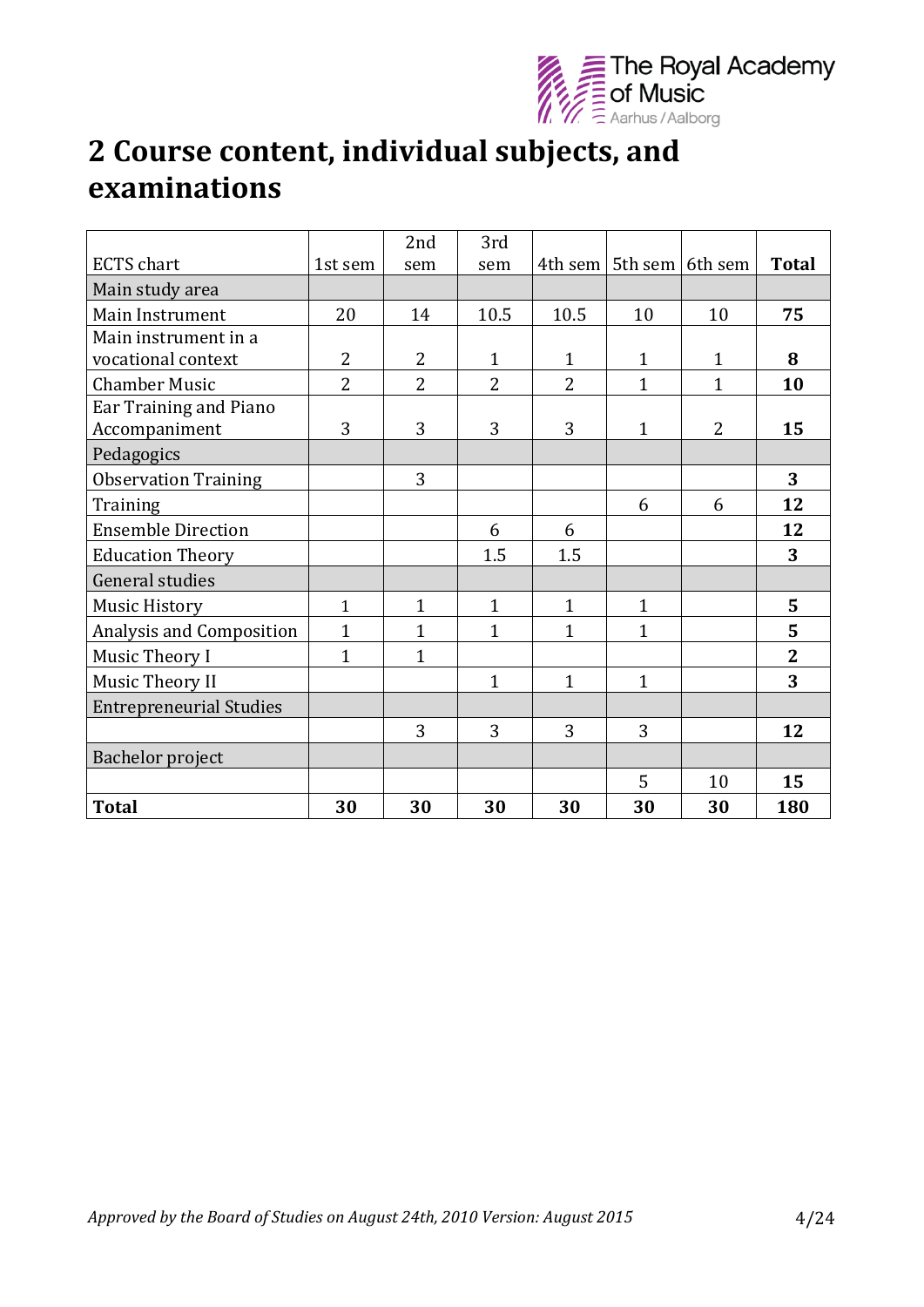## 2 Course content, individual subjects, and examinations

| ECTS chart | 1st sem | 2nd sem | 3rd sem | 4th sem | 5th sem | 6th sem | Total |
|---|---|---|---|---|---|---|---|
| Main study area | | | | | | | |
| Main Instrument | 20 | 14 | 10.5 | 10.5 | 10 | 10 | **75** |
| Main instrument in a vocational context | 2 | 2 | 1 | 1 | 1 | 1 | **8** |
| Chamber Music | 2 | 2 | 2 | 2 | 1 | 1 | **10** |
| Ear Training and Piano Accompaniment | 3 | 3 | 3 | 3 | 1 | 2 | **15** |
| Pedagogics | | | | | | | |
| Observation Training | | 3 | | | | | **3** |
| Training | | | | | 6 | 6 | **12** |
| Ensemble Direction | | | 6 | 6 | | | **12** |
| Education Theory | | | 1.5 | 1.5 | | | **3** |
| General studies | | | | | | | |
| Music History | 1 | 1 | 1 | 1 | 1 | | **5** |
| Analysis and Composition | 1 | 1 | 1 | 1 | 1 | | **5** |
| Music Theory I | 1 | 1 | | | | | **2** |
| Music Theory II | | | 1 | 1 | 1 | | **3** |
| Entrepreneurial Studies | | | | | | | |
| | | 3 | 3 | 3 | 3 | | **12** |
| Bachelor project | | | | | | | |
| | | | | | 5 | 10 | **15** |
| **Total** | **30** | **30** | **30** | **30** | **30** | **30** | **180** |

*Approved by the Board of Studies on August 24th, 2010 Version: August 2015*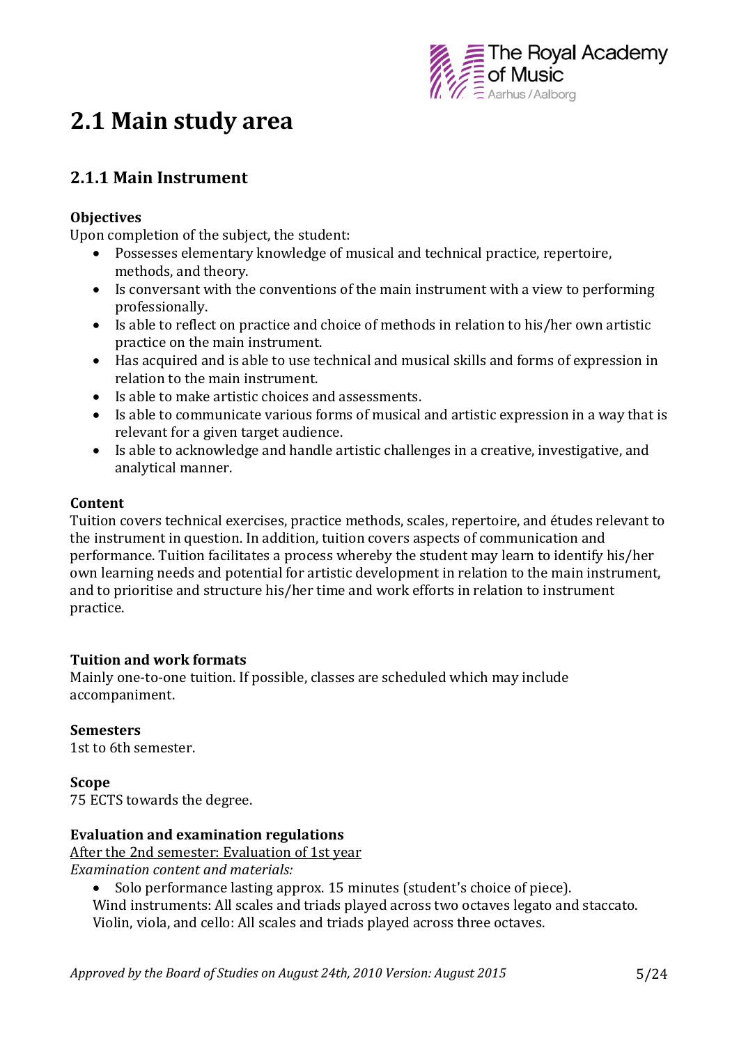# 2.1 Main study area

## 2.1.1 Main Instrument

**Objectives**

Upon completion of the subject, the student:

- Possesses elementary knowledge of musical and technical practice, repertoire, methods, and theory.
- Is conversant with the conventions of the main instrument with a view to performing professionally.
- Is able to reflect on practice and choice of methods in relation to his/her own artistic practice on the main instrument.
- Has acquired and is able to use technical and musical skills and forms of expression in relation to the main instrument.
- Is able to make artistic choices and assessments.
- Is able to communicate various forms of musical and artistic expression in a way that is relevant for a given target audience.
- Is able to acknowledge and handle artistic challenges in a creative, investigative, and analytical manner.

**Content**

Tuition covers technical exercises, practice methods, scales, repertoire, and études relevant to the instrument in question. In addition, tuition covers aspects of communication and performance. Tuition facilitates a process whereby the student may learn to identify his/her own learning needs and potential for artistic development in relation to the main instrument, and to prioritise and structure his/her time and work efforts in relation to instrument practice.

**Tuition and work formats**

Mainly one-to-one tuition. If possible, classes are scheduled which may include accompaniment.

**Semesters**

1st to 6th semester.

**Scope**

75 ECTS towards the degree.

**Evaluation and examination regulations**

<u>After the 2nd semester: Evaluation of 1st year</u>

*Examination content and materials:*

- Solo performance lasting approx. 15 minutes (student's choice of piece).
  Wind instruments: All scales and triads played across two octaves legato and staccato.
  Violin, viola, and cello: All scales and triads played across three octaves.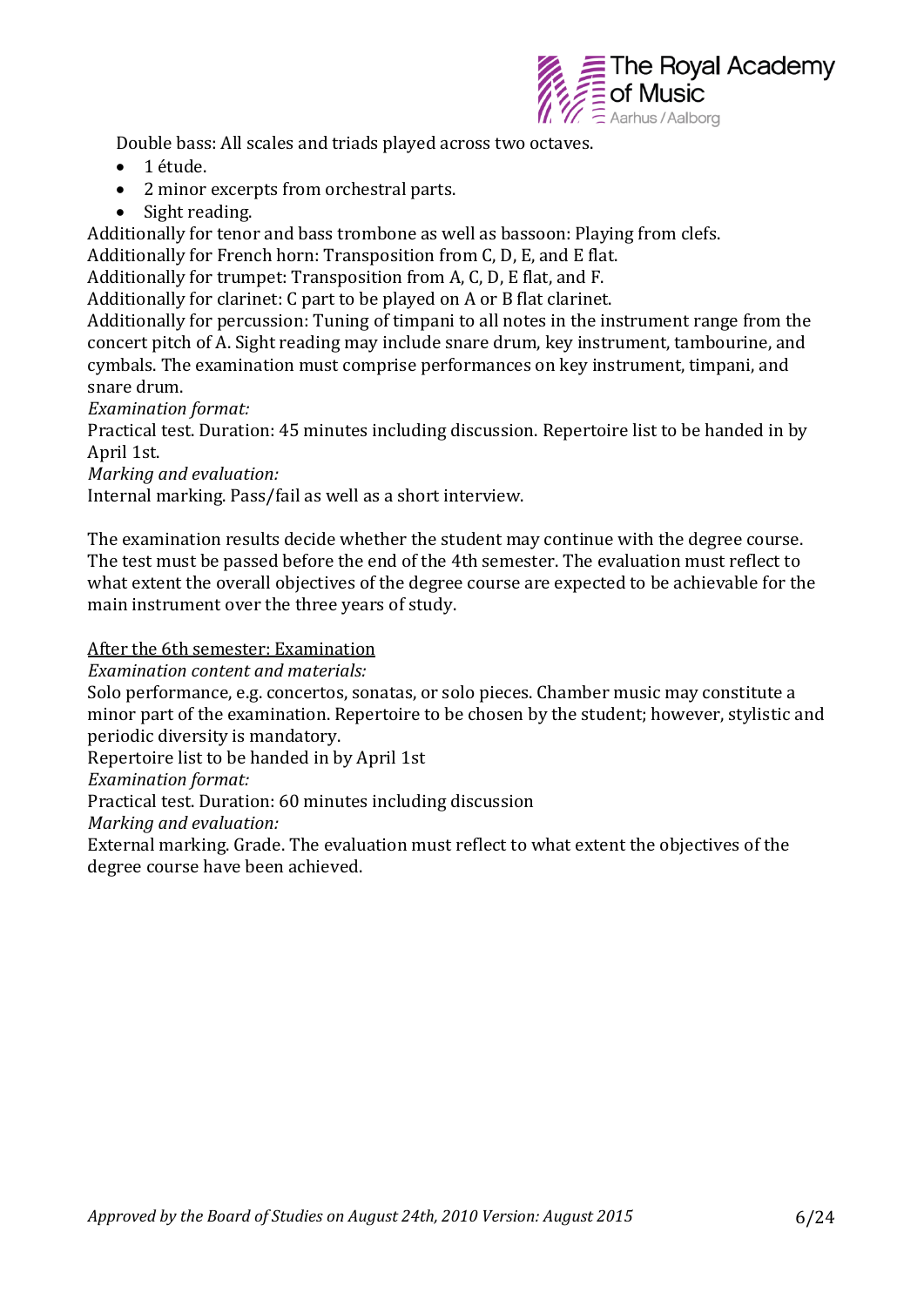Double bass: All scales and triads played across two octaves.

- 1 étude.
- 2 minor excerpts from orchestral parts.
- Sight reading.

Additionally for tenor and bass trombone as well as bassoon: Playing from clefs.
Additionally for French horn: Transposition from C, D, E, and E flat.
Additionally for trumpet: Transposition from A, C, D, E flat, and F.
Additionally for clarinet: C part to be played on A or B flat clarinet.
Additionally for percussion: Tuning of timpani to all notes in the instrument range from the concert pitch of A. Sight reading may include snare drum, key instrument, tambourine, and cymbals. The examination must comprise performances on key instrument, timpani, and snare drum.

*Examination format:*
Practical test. Duration: 45 minutes including discussion. Repertoire list to be handed in by April 1st.

*Marking and evaluation:*
Internal marking. Pass/fail as well as a short interview.

The examination results decide whether the student may continue with the degree course. The test must be passed before the end of the 4th semester. The evaluation must reflect to what extent the overall objectives of the degree course are expected to be achievable for the main instrument over the three years of study.

<u>After the 6th semester: Examination</u>

*Examination content and materials:*
Solo performance, e.g. concertos, sonatas, or solo pieces. Chamber music may constitute a minor part of the examination. Repertoire to be chosen by the student; however, stylistic and periodic diversity is mandatory.
Repertoire list to be handed in by April 1st

*Examination format:*
Practical test. Duration: 60 minutes including discussion

*Marking and evaluation:*
External marking. Grade. The evaluation must reflect to what extent the objectives of the degree course have been achieved.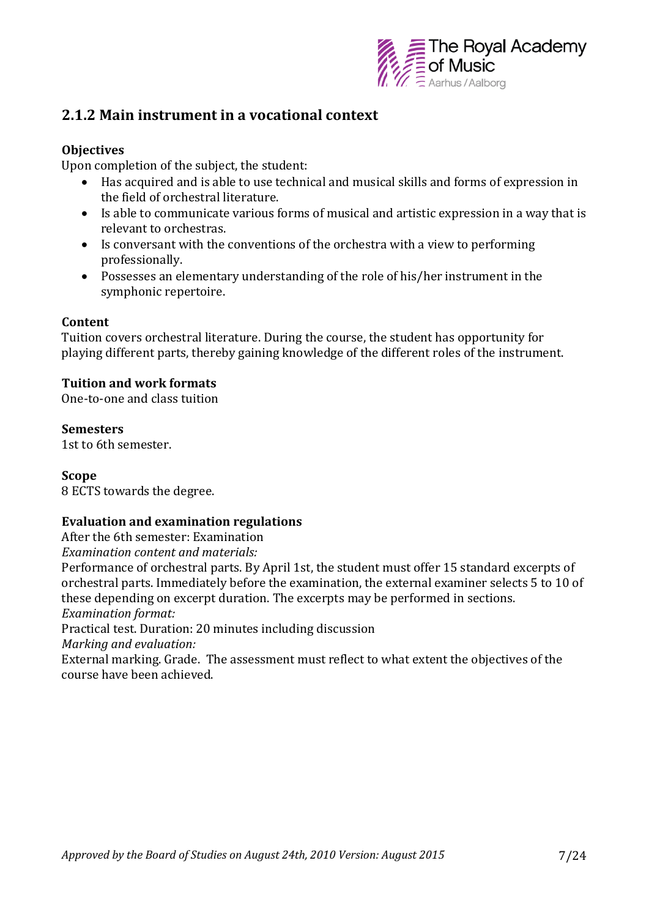## 2.1.2 Main instrument in a vocational context

**Objectives**

Upon completion of the subject, the student:

- Has acquired and is able to use technical and musical skills and forms of expression in the field of orchestral literature.
- Is able to communicate various forms of musical and artistic expression in a way that is relevant to orchestras.
- Is conversant with the conventions of the orchestra with a view to performing professionally.
- Possesses an elementary understanding of the role of his/her instrument in the symphonic repertoire.

**Content**

Tuition covers orchestral literature. During the course, the student has opportunity for playing different parts, thereby gaining knowledge of the different roles of the instrument.

**Tuition and work formats**

One-to-one and class tuition

**Semesters**

1st to 6th semester.

**Scope**

8 ECTS towards the degree.

**Evaluation and examination regulations**

After the 6th semester: Examination

*Examination content and materials:*

Performance of orchestral parts. By April 1st, the student must offer 15 standard excerpts of orchestral parts. Immediately before the examination, the external examiner selects 5 to 10 of these depending on excerpt duration. The excerpts may be performed in sections.

*Examination format:*

Practical test. Duration: 20 minutes including discussion

*Marking and evaluation:*

External marking. Grade. The assessment must reflect to what extent the objectives of the course have been achieved.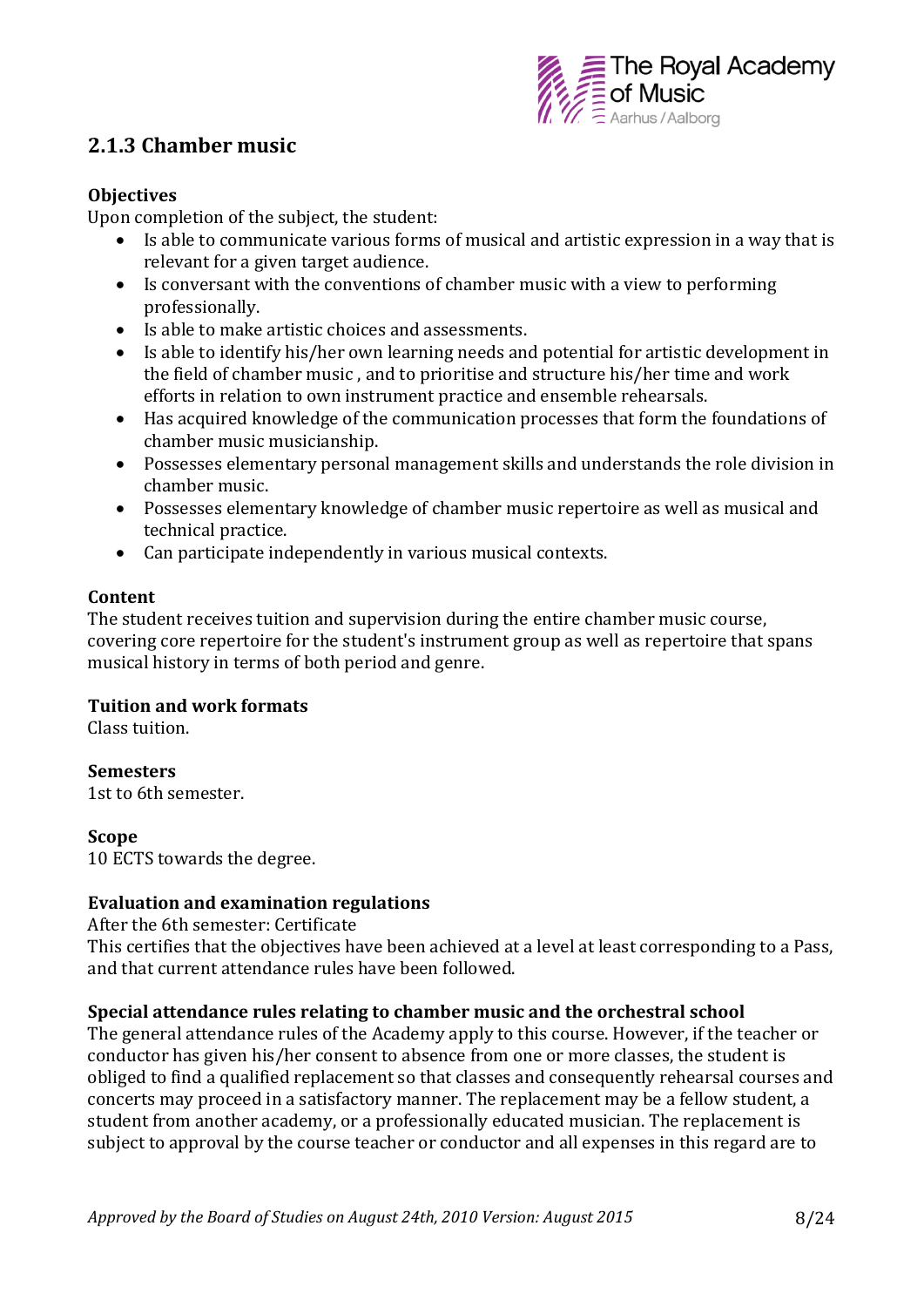## 2.1.3 Chamber music

**Objectives**

Upon completion of the subject, the student:

- Is able to communicate various forms of musical and artistic expression in a way that is relevant for a given target audience.
- Is conversant with the conventions of chamber music with a view to performing professionally.
- Is able to make artistic choices and assessments.
- Is able to identify his/her own learning needs and potential for artistic development in the field of chamber music , and to prioritise and structure his/her time and work efforts in relation to own instrument practice and ensemble rehearsals.
- Has acquired knowledge of the communication processes that form the foundations of chamber music musicianship.
- Possesses elementary personal management skills and understands the role division in chamber music.
- Possesses elementary knowledge of chamber music repertoire as well as musical and technical practice.
- Can participate independently in various musical contexts.

**Content**

The student receives tuition and supervision during the entire chamber music course, covering core repertoire for the student's instrument group as well as repertoire that spans musical history in terms of both period and genre.

**Tuition and work formats**

Class tuition.

**Semesters**

1st to 6th semester.

**Scope**

10 ECTS towards the degree.

**Evaluation and examination regulations**

After the 6th semester: Certificate

This certifies that the objectives have been achieved at a level at least corresponding to a Pass, and that current attendance rules have been followed.

**Special attendance rules relating to chamber music and the orchestral school**

The general attendance rules of the Academy apply to this course. However, if the teacher or conductor has given his/her consent to absence from one or more classes, the student is obliged to find a qualified replacement so that classes and consequently rehearsal courses and concerts may proceed in a satisfactory manner. The replacement may be a fellow student, a student from another academy, or a professionally educated musician. The replacement is subject to approval by the course teacher or conductor and all expenses in this regard are to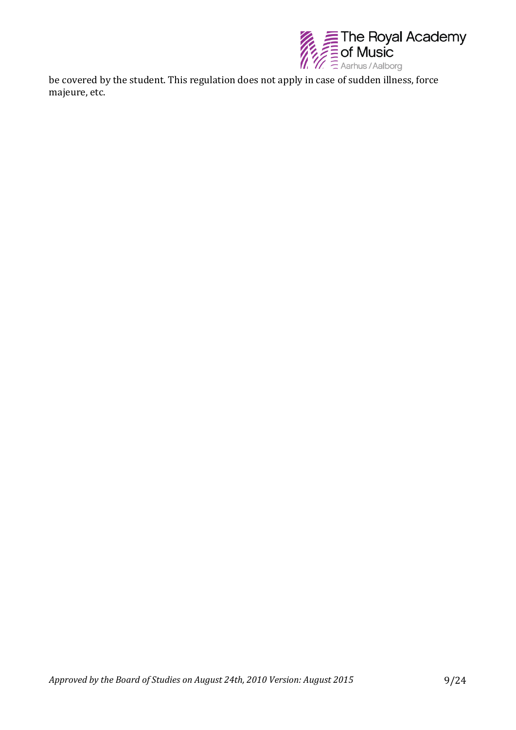be covered by the student. This regulation does not apply in case of sudden illness, force majeure, etc.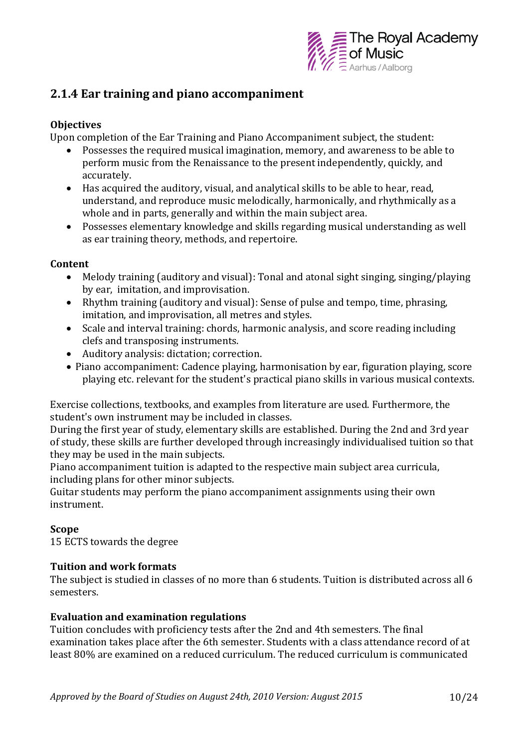## 2.1.4 Ear training and piano accompaniment

**Objectives**

Upon completion of the Ear Training and Piano Accompaniment subject, the student:

- Possesses the required musical imagination, memory, and awareness to be able to perform music from the Renaissance to the present independently, quickly, and accurately.
- Has acquired the auditory, visual, and analytical skills to be able to hear, read, understand, and reproduce music melodically, harmonically, and rhythmically as a whole and in parts, generally and within the main subject area.
- Possesses elementary knowledge and skills regarding musical understanding as well as ear training theory, methods, and repertoire.

**Content**

- Melody training (auditory and visual): Tonal and atonal sight singing, singing/playing by ear, imitation, and improvisation.
- Rhythm training (auditory and visual): Sense of pulse and tempo, time, phrasing, imitation, and improvisation, all metres and styles.
- Scale and interval training: chords, harmonic analysis, and score reading including clefs and transposing instruments.
- Auditory analysis: dictation; correction.
- Piano accompaniment: Cadence playing, harmonisation by ear, figuration playing, score playing etc. relevant for the student's practical piano skills in various musical contexts.

Exercise collections, textbooks, and examples from literature are used. Furthermore, the student's own instrument may be included in classes.
During the first year of study, elementary skills are established. During the 2nd and 3rd year of study, these skills are further developed through increasingly individualised tuition so that they may be used in the main subjects.
Piano accompaniment tuition is adapted to the respective main subject area curricula, including plans for other minor subjects.
Guitar students may perform the piano accompaniment assignments using their own instrument.

**Scope**

15 ECTS towards the degree

**Tuition and work formats**

The subject is studied in classes of no more than 6 students. Tuition is distributed across all 6 semesters.

**Evaluation and examination regulations**

Tuition concludes with proficiency tests after the 2nd and 4th semesters. The final examination takes place after the 6th semester. Students with a class attendance record of at least 80% are examined on a reduced curriculum. The reduced curriculum is communicated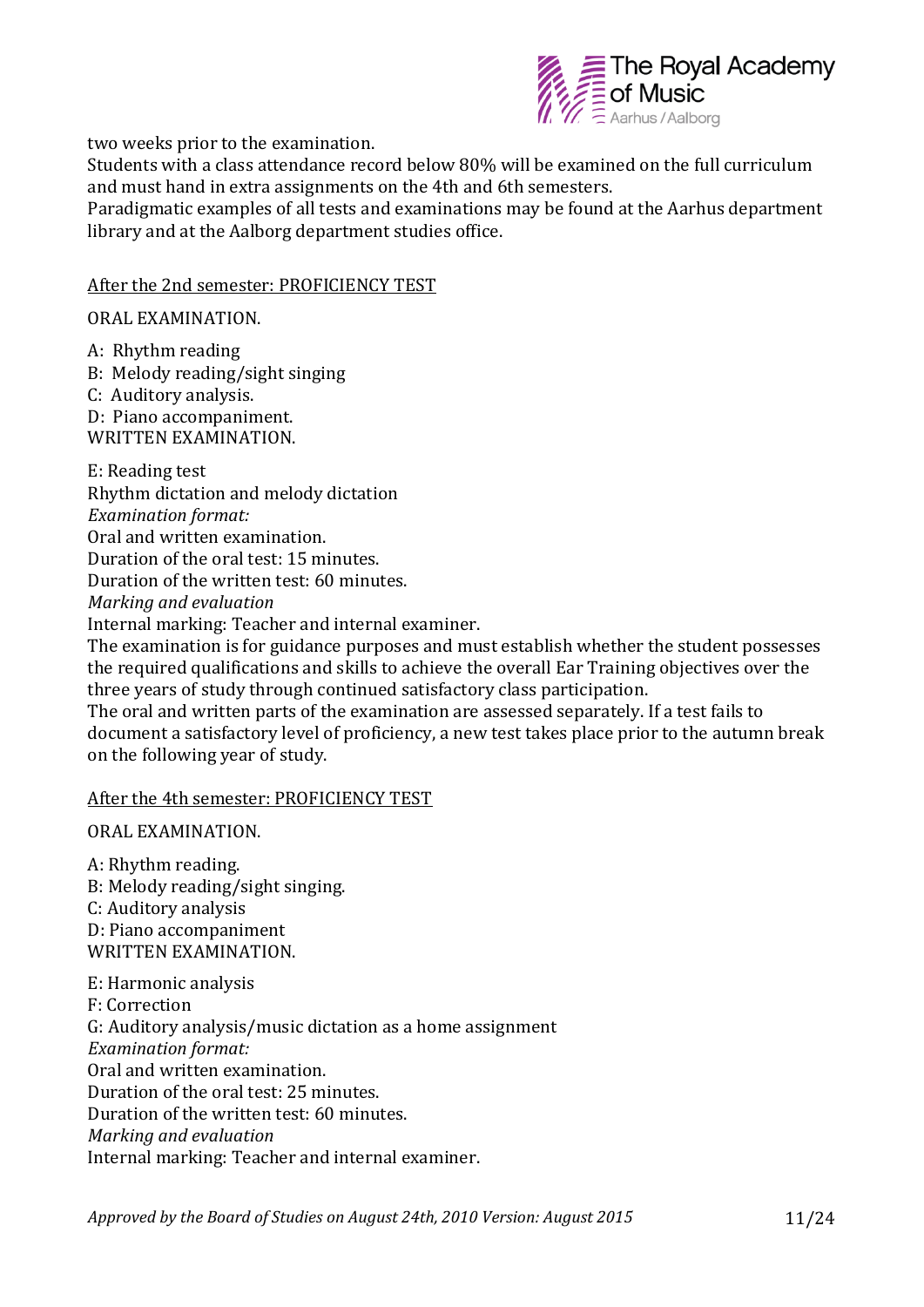two weeks prior to the examination.

Students with a class attendance record below 80% will be examined on the full curriculum and must hand in extra assignments on the 4th and 6th semesters.

Paradigmatic examples of all tests and examinations may be found at the Aarhus department library and at the Aalborg department studies office.

<u>After the 2nd semester: PROFICIENCY TEST</u>

ORAL EXAMINATION.

A: Rhythm reading
B: Melody reading/sight singing
C: Auditory analysis.
D: Piano accompaniment.
WRITTEN EXAMINATION.

E: Reading test
Rhythm dictation and melody dictation
*Examination format:*
Oral and written examination.
Duration of the oral test: 15 minutes.
Duration of the written test: 60 minutes.
*Marking and evaluation*
Internal marking: Teacher and internal examiner.
The examination is for guidance purposes and must establish whether the student possesses the required qualifications and skills to achieve the overall Ear Training objectives over the three years of study through continued satisfactory class participation.
The oral and written parts of the examination are assessed separately. If a test fails to document a satisfactory level of proficiency, a new test takes place prior to the autumn break on the following year of study.

<u>After the 4th semester: PROFICIENCY TEST</u>

ORAL EXAMINATION.

A: Rhythm reading.
B: Melody reading/sight singing.
C: Auditory analysis
D: Piano accompaniment
WRITTEN EXAMINATION.

E: Harmonic analysis
F: Correction
G: Auditory analysis/music dictation as a home assignment
*Examination format:*
Oral and written examination.
Duration of the oral test: 25 minutes.
Duration of the written test: 60 minutes.
*Marking and evaluation*
Internal marking: Teacher and internal examiner.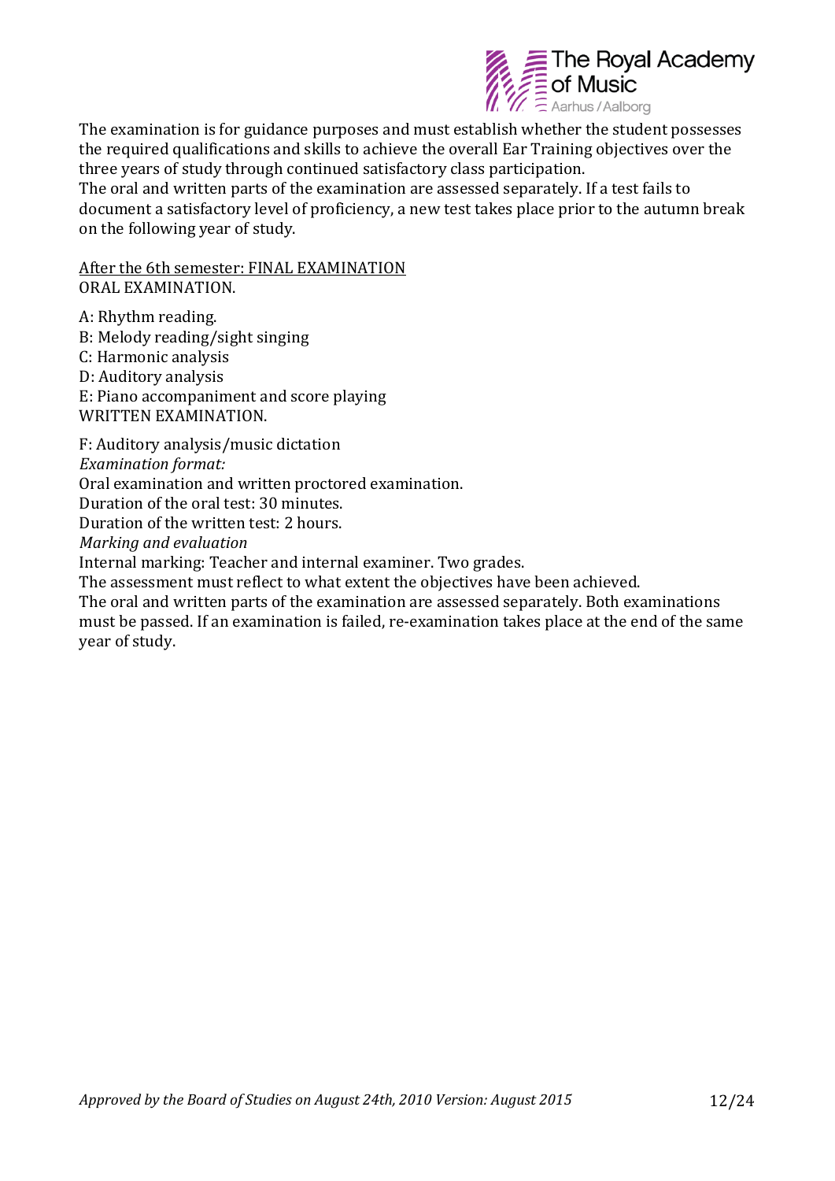The examination is for guidance purposes and must establish whether the student possesses the required qualifications and skills to achieve the overall Ear Training objectives over the three years of study through continued satisfactory class participation.
The oral and written parts of the examination are assessed separately. If a test fails to document a satisfactory level of proficiency, a new test takes place prior to the autumn break on the following year of study.

<u>After the 6th semester: FINAL EXAMINATION</u>
ORAL EXAMINATION.

A: Rhythm reading.
B: Melody reading/sight singing
C: Harmonic analysis
D: Auditory analysis
E: Piano accompaniment and score playing
WRITTEN EXAMINATION.

F: Auditory analysis/music dictation
*Examination format:*
Oral examination and written proctored examination.
Duration of the oral test: 30 minutes.
Duration of the written test: 2 hours.
*Marking and evaluation*
Internal marking: Teacher and internal examiner. Two grades.
The assessment must reflect to what extent the objectives have been achieved.
The oral and written parts of the examination are assessed separately. Both examinations must be passed. If an examination is failed, re-examination takes place at the end of the same year of study.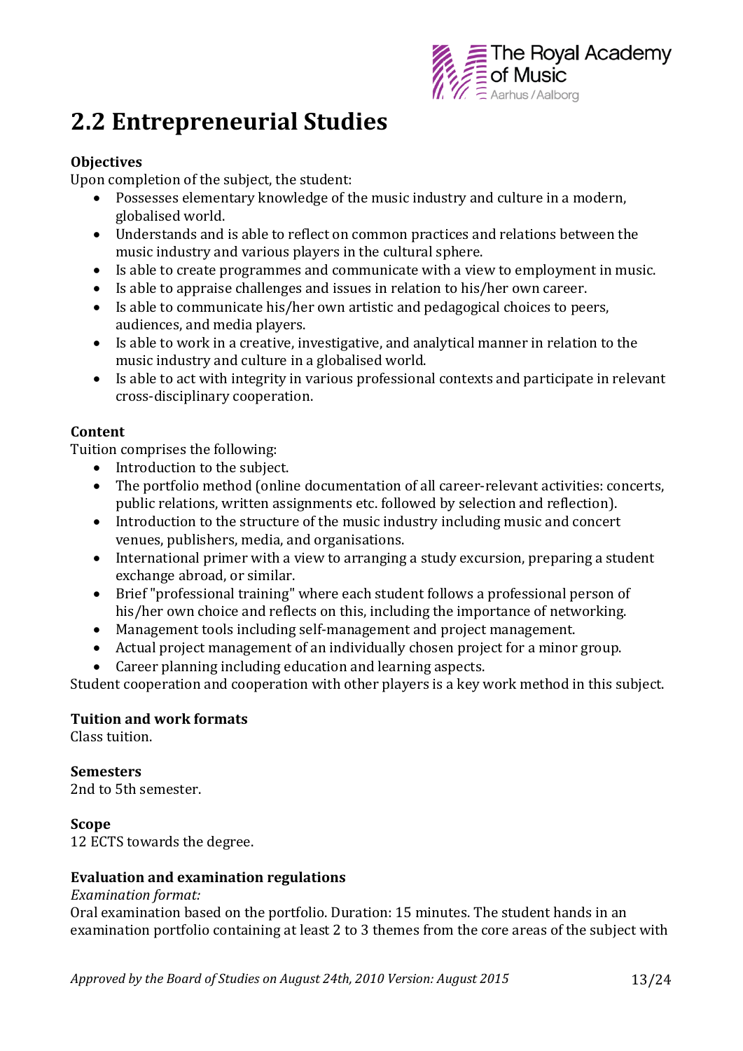## 2.2 Entrepreneurial Studies

**Objectives**

Upon completion of the subject, the student:

- Possesses elementary knowledge of the music industry and culture in a modern, globalised world.
- Understands and is able to reflect on common practices and relations between the music industry and various players in the cultural sphere.
- Is able to create programmes and communicate with a view to employment in music.
- Is able to appraise challenges and issues in relation to his/her own career.
- Is able to communicate his/her own artistic and pedagogical choices to peers, audiences, and media players.
- Is able to work in a creative, investigative, and analytical manner in relation to the music industry and culture in a globalised world.
- Is able to act with integrity in various professional contexts and participate in relevant cross-disciplinary cooperation.

**Content**

Tuition comprises the following:

- Introduction to the subject.
- The portfolio method (online documentation of all career-relevant activities: concerts, public relations, written assignments etc. followed by selection and reflection).
- Introduction to the structure of the music industry including music and concert venues, publishers, media, and organisations.
- International primer with a view to arranging a study excursion, preparing a student exchange abroad, or similar.
- Brief "professional training" where each student follows a professional person of his/her own choice and reflects on this, including the importance of networking.
- Management tools including self-management and project management.
- Actual project management of an individually chosen project for a minor group.
- Career planning including education and learning aspects.

Student cooperation and cooperation with other players is a key work method in this subject.

**Tuition and work formats**

Class tuition.

**Semesters**

2nd to 5th semester.

**Scope**

12 ECTS towards the degree.

**Evaluation and examination regulations**

*Examination format:*

Oral examination based on the portfolio. Duration: 15 minutes. The student hands in an examination portfolio containing at least 2 to 3 themes from the core areas of the subject with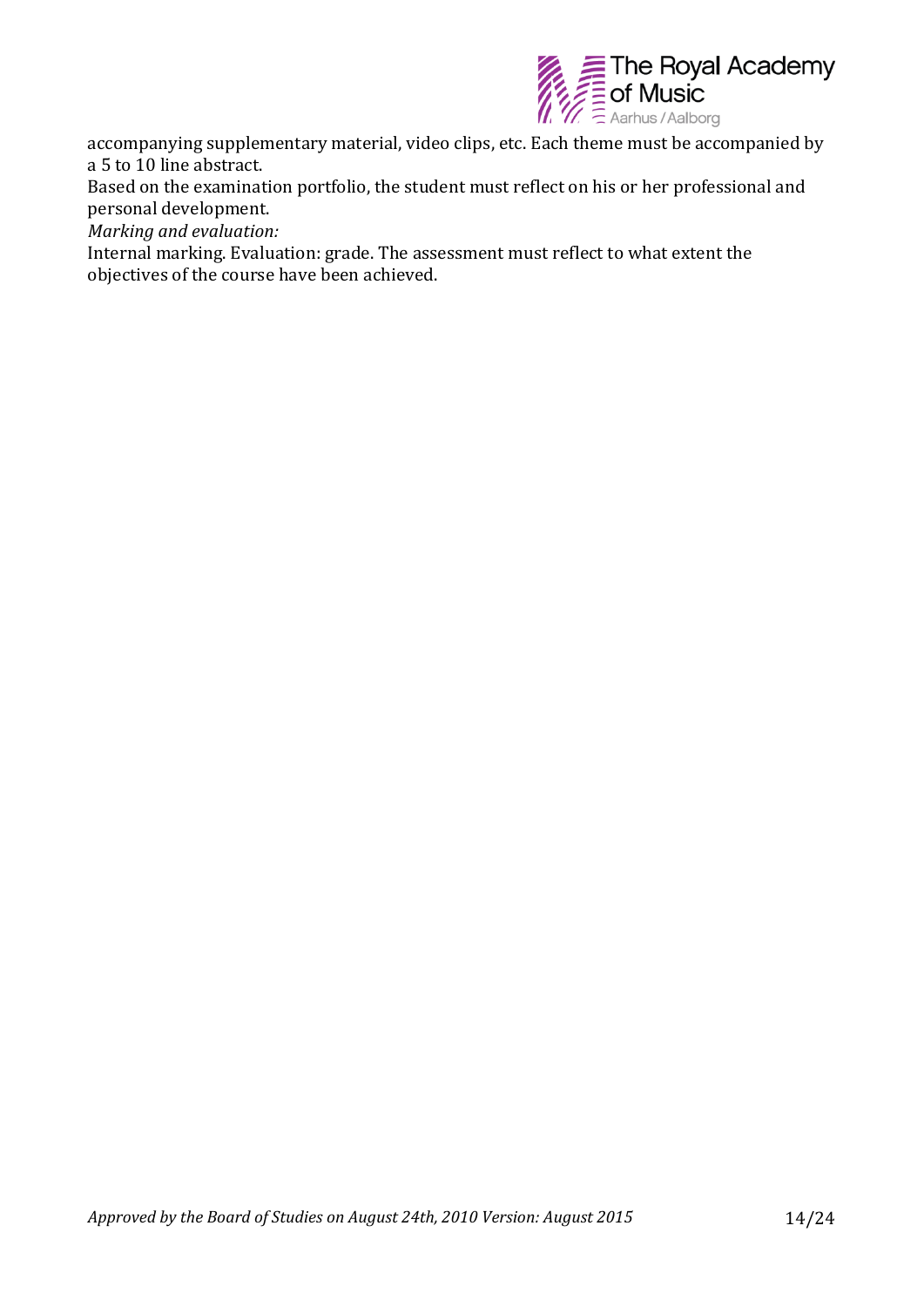accompanying supplementary material, video clips, etc. Each theme must be accompanied by a 5 to 10 line abstract.

Based on the examination portfolio, the student must reflect on his or her professional and personal development.

*Marking and evaluation:*

Internal marking. Evaluation: grade. The assessment must reflect to what extent the objectives of the course have been achieved.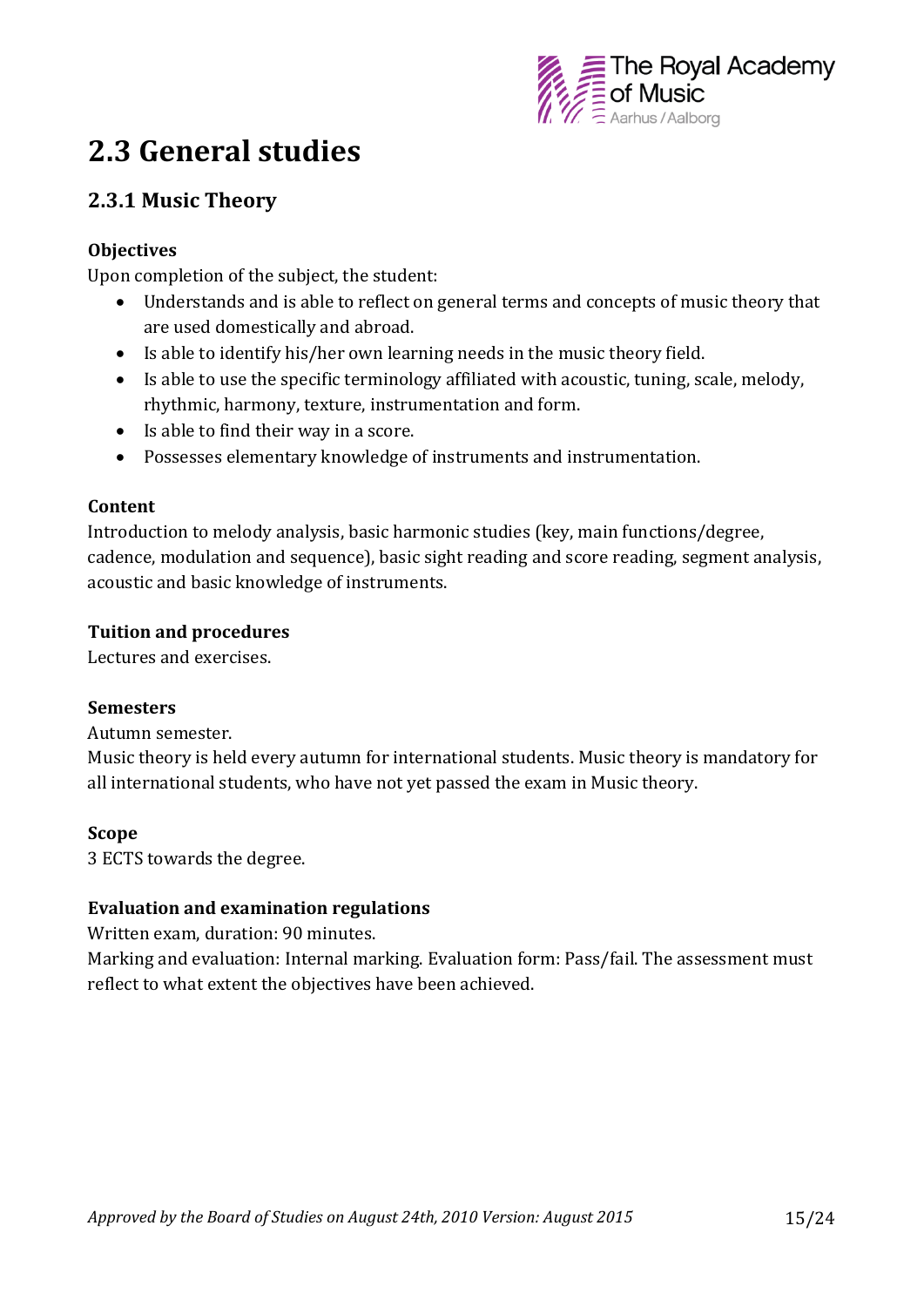# 2.3 General studies

## 2.3.1 Music Theory

**Objectives**

Upon completion of the subject, the student:

- Understands and is able to reflect on general terms and concepts of music theory that are used domestically and abroad.
- Is able to identify his/her own learning needs in the music theory field.
- Is able to use the specific terminology affiliated with acoustic, tuning, scale, melody, rhythmic, harmony, texture, instrumentation and form.
- Is able to find their way in a score.
- Possesses elementary knowledge of instruments and instrumentation.

**Content**

Introduction to melody analysis, basic harmonic studies (key, main functions/degree, cadence, modulation and sequence), basic sight reading and score reading, segment analysis, acoustic and basic knowledge of instruments.

**Tuition and procedures**

Lectures and exercises.

**Semesters**

Autumn semester.

Music theory is held every autumn for international students. Music theory is mandatory for all international students, who have not yet passed the exam in Music theory.

**Scope**

3 ECTS towards the degree.

**Evaluation and examination regulations**

Written exam, duration: 90 minutes.

Marking and evaluation: Internal marking. Evaluation form: Pass/fail. The assessment must reflect to what extent the objectives have been achieved.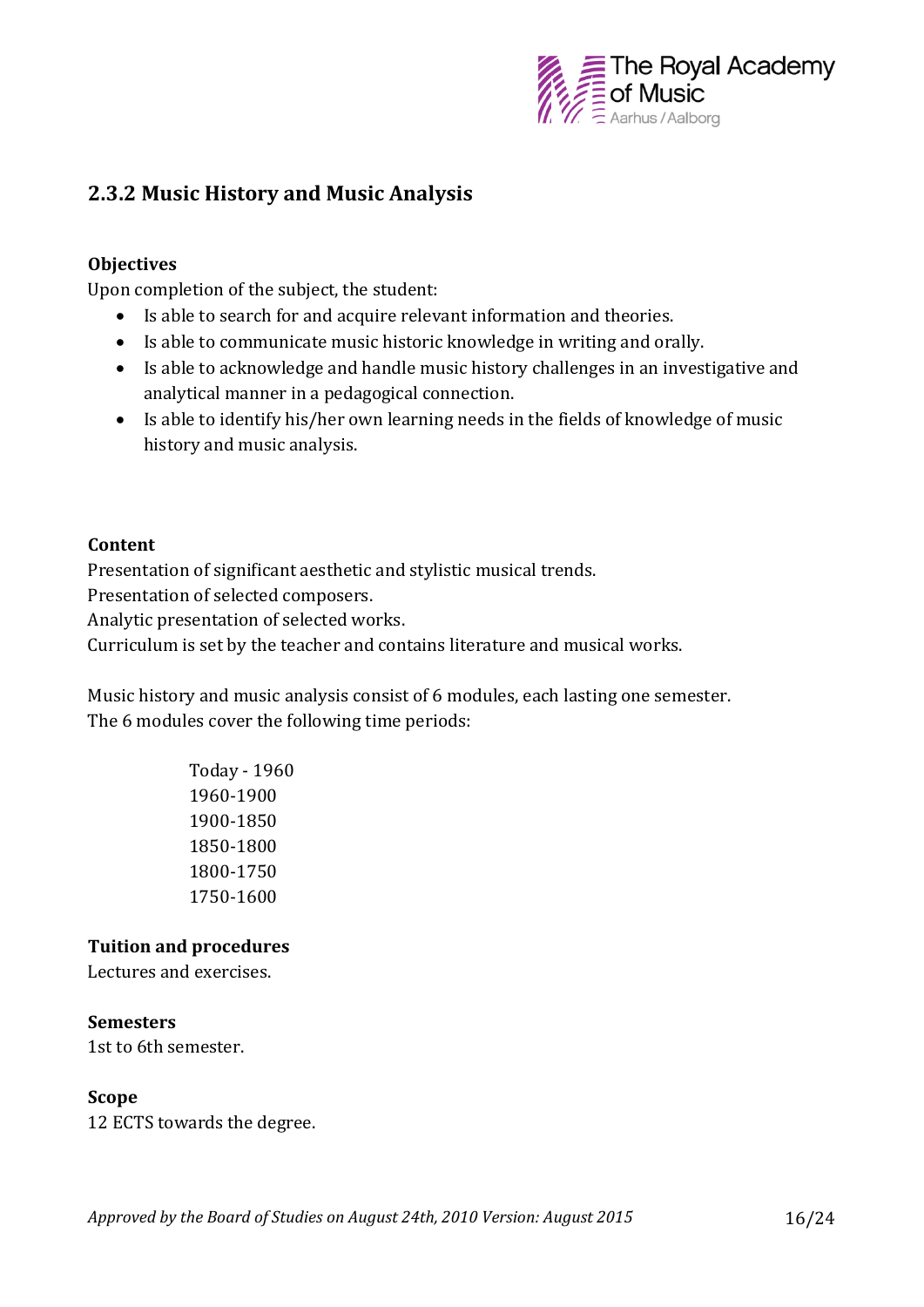## 2.3.2 Music History and Music Analysis

**Objectives**

Upon completion of the subject, the student:

- Is able to search for and acquire relevant information and theories.
- Is able to communicate music historic knowledge in writing and orally.
- Is able to acknowledge and handle music history challenges in an investigative and analytical manner in a pedagogical connection.
- Is able to identify his/her own learning needs in the fields of knowledge of music history and music analysis.

**Content**

Presentation of significant aesthetic and stylistic musical trends.
Presentation of selected composers.
Analytic presentation of selected works.
Curriculum is set by the teacher and contains literature and musical works.

Music history and music analysis consist of 6 modules, each lasting one semester.
The 6 modules cover the following time periods:

Today - 1960
1960-1900
1900-1850
1850-1800
1800-1750
1750-1600

**Tuition and procedures**

Lectures and exercises.

**Semesters**

1st to 6th semester.

**Scope**

12 ECTS towards the degree.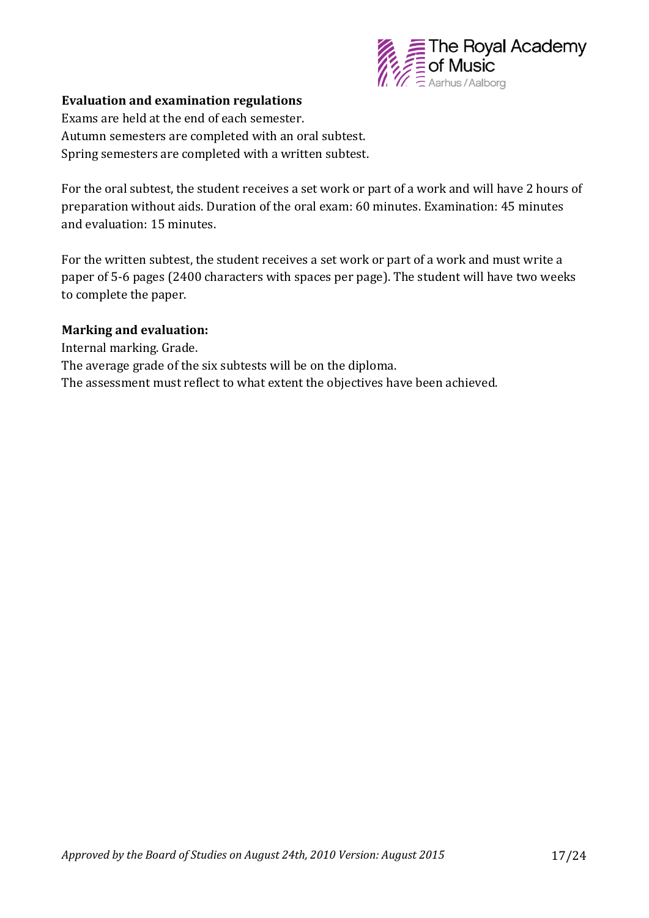**Evaluation and examination regulations**

Exams are held at the end of each semester.
Autumn semesters are completed with an oral subtest.
Spring semesters are completed with a written subtest.

For the oral subtest, the student receives a set work or part of a work and will have 2 hours of preparation without aids. Duration of the oral exam: 60 minutes. Examination: 45 minutes and evaluation: 15 minutes.

For the written subtest, the student receives a set work or part of a work and must write a paper of 5-6 pages (2400 characters with spaces per page). The student will have two weeks to complete the paper.

**Marking and evaluation:**

Internal marking. Grade.
The average grade of the six subtests will be on the diploma.
The assessment must reflect to what extent the objectives have been achieved.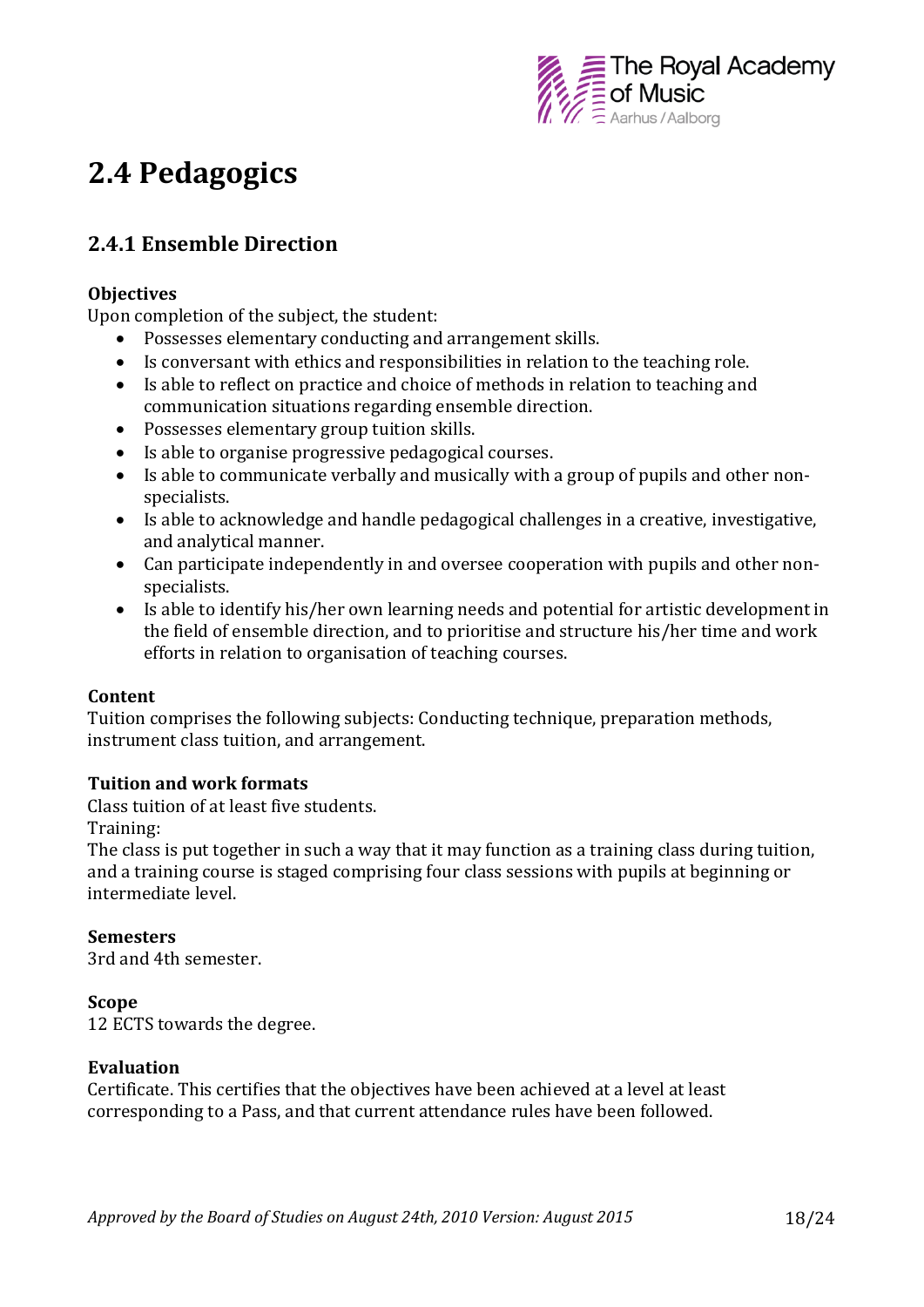# 2.4 Pedagogics

## 2.4.1 Ensemble Direction

**Objectives**

Upon completion of the subject, the student:

- Possesses elementary conducting and arrangement skills.
- Is conversant with ethics and responsibilities in relation to the teaching role.
- Is able to reflect on practice and choice of methods in relation to teaching and communication situations regarding ensemble direction.
- Possesses elementary group tuition skills.
- Is able to organise progressive pedagogical courses.
- Is able to communicate verbally and musically with a group of pupils and other non-specialists.
- Is able to acknowledge and handle pedagogical challenges in a creative, investigative, and analytical manner.
- Can participate independently in and oversee cooperation with pupils and other non-specialists.
- Is able to identify his/her own learning needs and potential for artistic development in the field of ensemble direction, and to prioritise and structure his/her time and work efforts in relation to organisation of teaching courses.

**Content**

Tuition comprises the following subjects: Conducting technique, preparation methods, instrument class tuition, and arrangement.

**Tuition and work formats**

Class tuition of at least five students.

Training:

The class is put together in such a way that it may function as a training class during tuition, and a training course is staged comprising four class sessions with pupils at beginning or intermediate level.

**Semesters**

3rd and 4th semester.

**Scope**

12 ECTS towards the degree.

**Evaluation**

Certificate. This certifies that the objectives have been achieved at a level at least corresponding to a Pass, and that current attendance rules have been followed.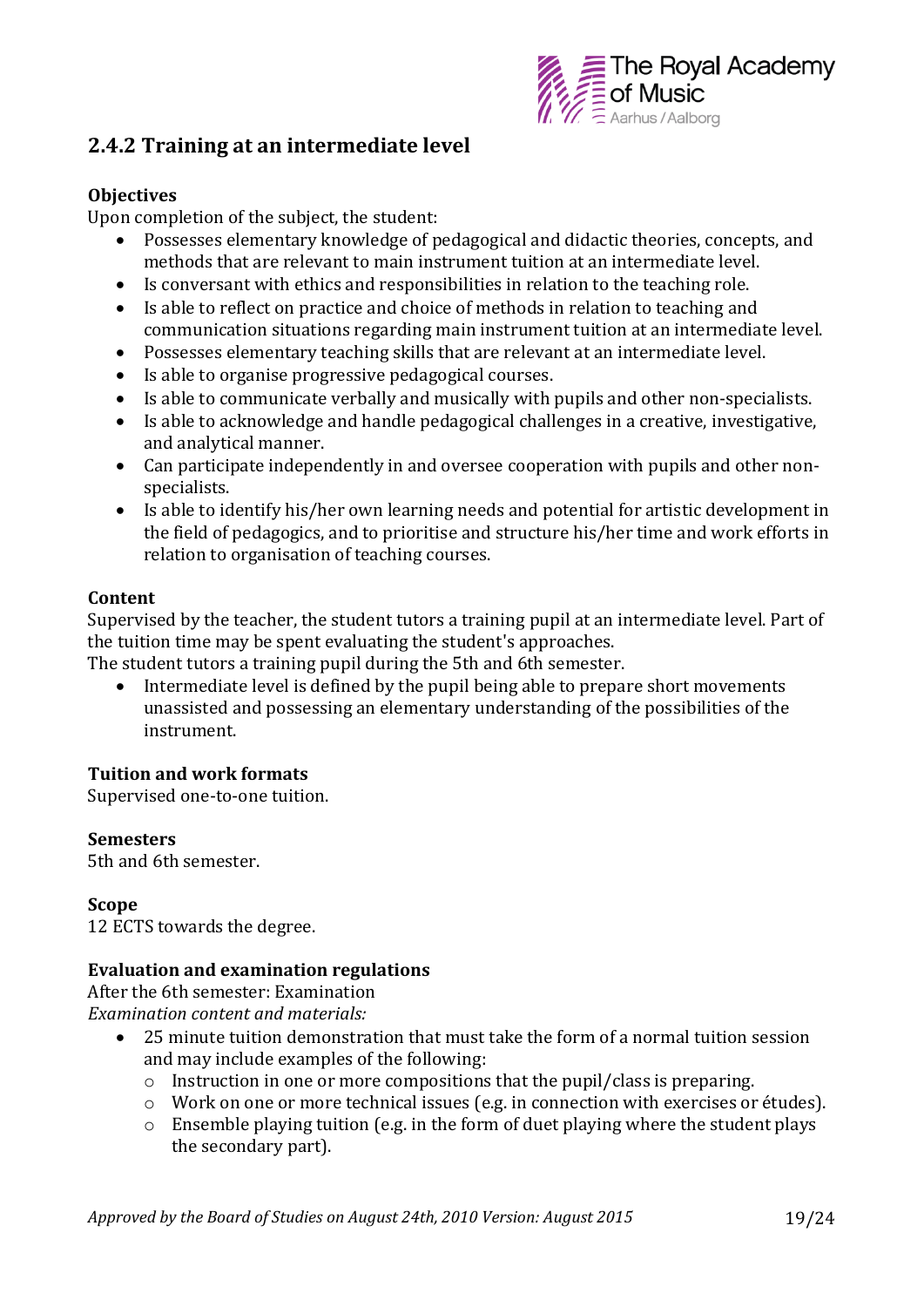## 2.4.2 Training at an intermediate level

**Objectives**

Upon completion of the subject, the student:

- Possesses elementary knowledge of pedagogical and didactic theories, concepts, and methods that are relevant to main instrument tuition at an intermediate level.
- Is conversant with ethics and responsibilities in relation to the teaching role.
- Is able to reflect on practice and choice of methods in relation to teaching and communication situations regarding main instrument tuition at an intermediate level.
- Possesses elementary teaching skills that are relevant at an intermediate level.
- Is able to organise progressive pedagogical courses.
- Is able to communicate verbally and musically with pupils and other non-specialists.
- Is able to acknowledge and handle pedagogical challenges in a creative, investigative, and analytical manner.
- Can participate independently in and oversee cooperation with pupils and other non-specialists.
- Is able to identify his/her own learning needs and potential for artistic development in the field of pedagogics, and to prioritise and structure his/her time and work efforts in relation to organisation of teaching courses.

**Content**

Supervised by the teacher, the student tutors a training pupil at an intermediate level. Part of the tuition time may be spent evaluating the student's approaches.
The student tutors a training pupil during the 5th and 6th semester.

- Intermediate level is defined by the pupil being able to prepare short movements unassisted and possessing an elementary understanding of the possibilities of the instrument.

**Tuition and work formats**

Supervised one-to-one tuition.

**Semesters**

5th and 6th semester.

**Scope**

12 ECTS towards the degree.

**Evaluation and examination regulations**

After the 6th semester: Examination
*Examination content and materials:*

- 25 minute tuition demonstration that must take the form of a normal tuition session and may include examples of the following:
  - Instruction in one or more compositions that the pupil/class is preparing.
  - Work on one or more technical issues (e.g. in connection with exercises or études).
  - Ensemble playing tuition (e.g. in the form of duet playing where the student plays the secondary part).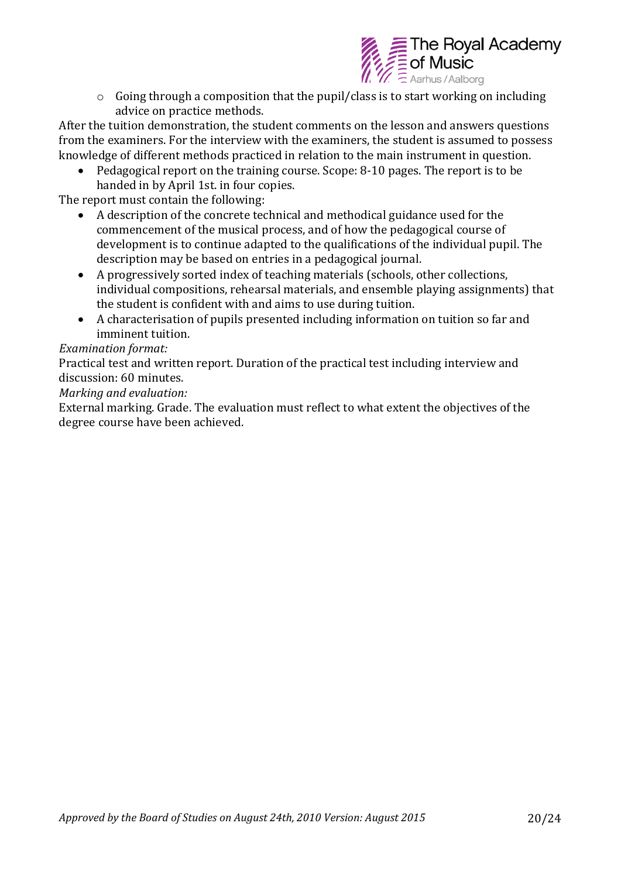- Going through a composition that the pupil/class is to start working on including advice on practice methods.

After the tuition demonstration, the student comments on the lesson and answers questions from the examiners. For the interview with the examiners, the student is assumed to possess knowledge of different methods practiced in relation to the main instrument in question.

- Pedagogical report on the training course. Scope: 8-10 pages. The report is to be handed in by April 1st. in four copies.

The report must contain the following:

- A description of the concrete technical and methodical guidance used for the commencement of the musical process, and of how the pedagogical course of development is to continue adapted to the qualifications of the individual pupil. The description may be based on entries in a pedagogical journal.
- A progressively sorted index of teaching materials (schools, other collections, individual compositions, rehearsal materials, and ensemble playing assignments) that the student is confident with and aims to use during tuition.
- A characterisation of pupils presented including information on tuition so far and imminent tuition.

*Examination format:*

Practical test and written report. Duration of the practical test including interview and discussion: 60 minutes.

*Marking and evaluation:*

External marking. Grade. The evaluation must reflect to what extent the objectives of the degree course have been achieved.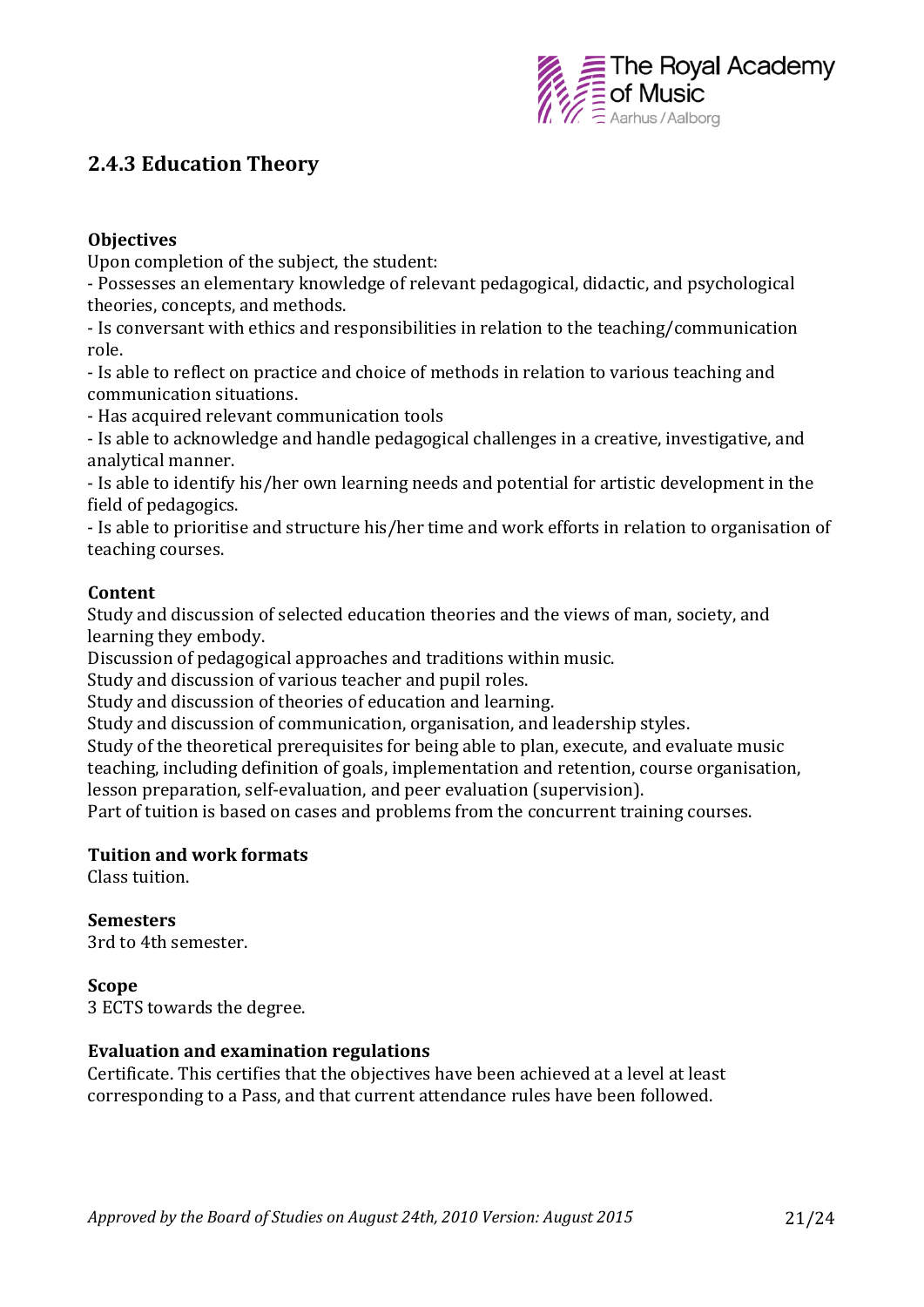## 2.4.3 Education Theory

**Objectives**

Upon completion of the subject, the student:

- Possesses an elementary knowledge of relevant pedagogical, didactic, and psychological theories, concepts, and methods.
- Is conversant with ethics and responsibilities in relation to the teaching/communication role.
- Is able to reflect on practice and choice of methods in relation to various teaching and communication situations.
- Has acquired relevant communication tools
- Is able to acknowledge and handle pedagogical challenges in a creative, investigative, and analytical manner.
- Is able to identify his/her own learning needs and potential for artistic development in the field of pedagogics.
- Is able to prioritise and structure his/her time and work efforts in relation to organisation of teaching courses.

**Content**

Study and discussion of selected education theories and the views of man, society, and learning they embody.
Discussion of pedagogical approaches and traditions within music.
Study and discussion of various teacher and pupil roles.
Study and discussion of theories of education and learning.
Study and discussion of communication, organisation, and leadership styles.
Study of the theoretical prerequisites for being able to plan, execute, and evaluate music teaching, including definition of goals, implementation and retention, course organisation, lesson preparation, self-evaluation, and peer evaluation (supervision).
Part of tuition is based on cases and problems from the concurrent training courses.

**Tuition and work formats**

Class tuition.

**Semesters**

3rd to 4th semester.

**Scope**

3 ECTS towards the degree.

**Evaluation and examination regulations**

Certificate. This certifies that the objectives have been achieved at a level at least corresponding to a Pass, and that current attendance rules have been followed.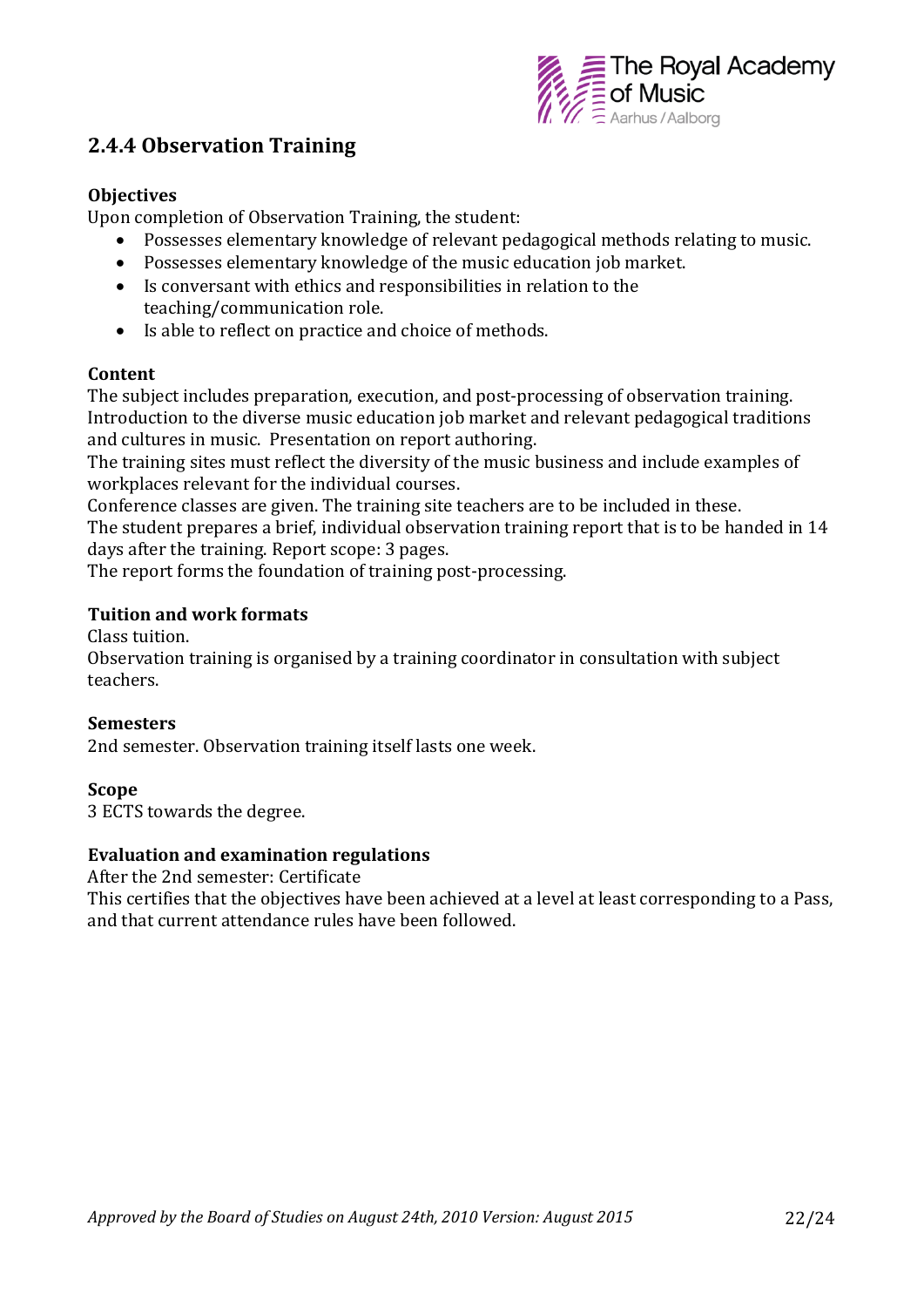## 2.4.4 Observation Training

**Objectives**

Upon completion of Observation Training, the student:

- Possesses elementary knowledge of relevant pedagogical methods relating to music.
- Possesses elementary knowledge of the music education job market.
- Is conversant with ethics and responsibilities in relation to the teaching/communication role.
- Is able to reflect on practice and choice of methods.

**Content**

The subject includes preparation, execution, and post-processing of observation training. Introduction to the diverse music education job market and relevant pedagogical traditions and cultures in music. Presentation on report authoring.

The training sites must reflect the diversity of the music business and include examples of workplaces relevant for the individual courses.

Conference classes are given. The training site teachers are to be included in these.

The student prepares a brief, individual observation training report that is to be handed in 14 days after the training. Report scope: 3 pages.

The report forms the foundation of training post-processing.

**Tuition and work formats**

Class tuition.

Observation training is organised by a training coordinator in consultation with subject teachers.

**Semesters**

2nd semester. Observation training itself lasts one week.

**Scope**

3 ECTS towards the degree.

**Evaluation and examination regulations**

After the 2nd semester: Certificate

This certifies that the objectives have been achieved at a level at least corresponding to a Pass, and that current attendance rules have been followed.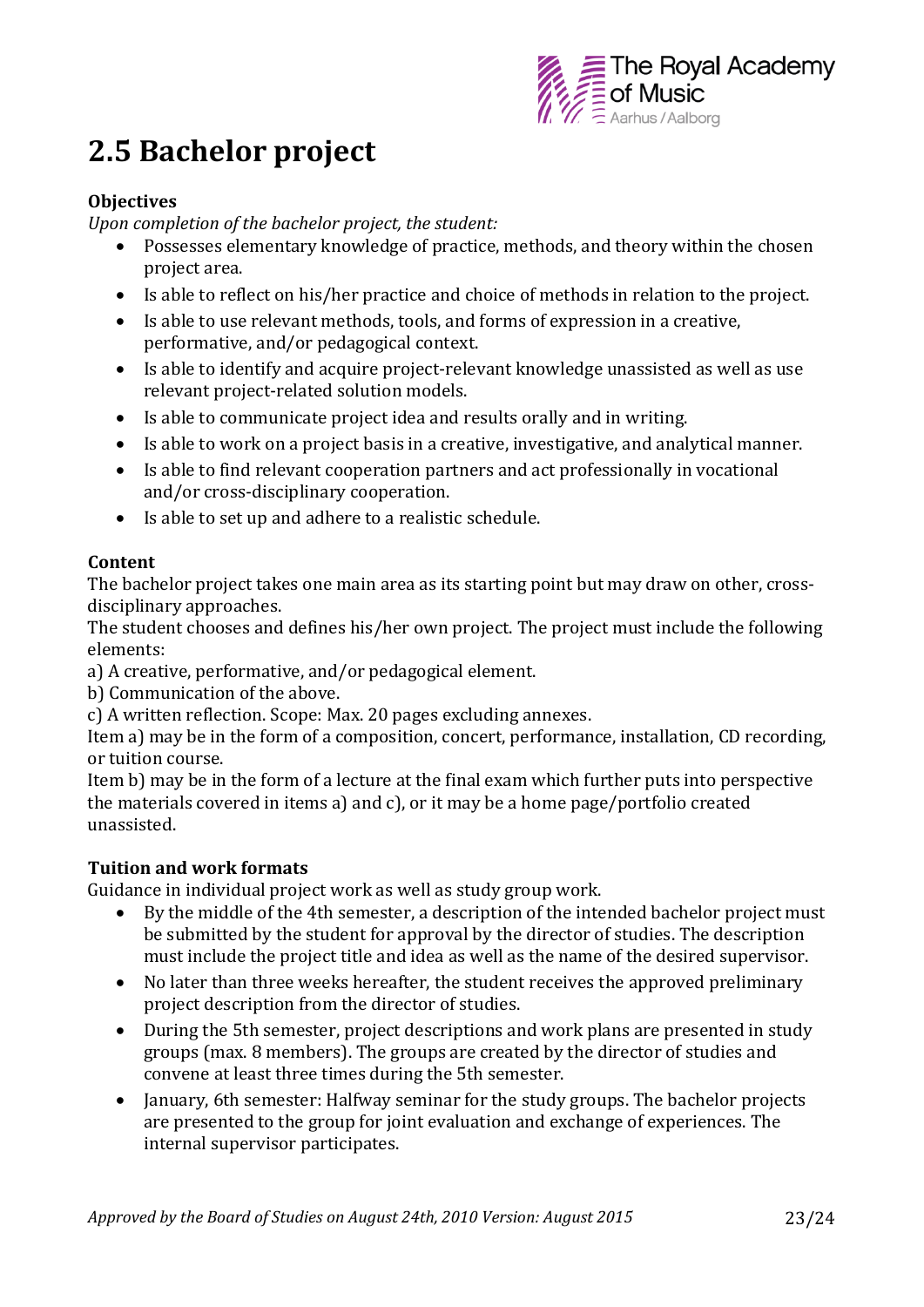# 2.5 Bachelor project

**Objectives**

*Upon completion of the bachelor project, the student:*

- Possesses elementary knowledge of practice, methods, and theory within the chosen project area.
- Is able to reflect on his/her practice and choice of methods in relation to the project.
- Is able to use relevant methods, tools, and forms of expression in a creative, performative, and/or pedagogical context.
- Is able to identify and acquire project-relevant knowledge unassisted as well as use relevant project-related solution models.
- Is able to communicate project idea and results orally and in writing.
- Is able to work on a project basis in a creative, investigative, and analytical manner.
- Is able to find relevant cooperation partners and act professionally in vocational and/or cross-disciplinary cooperation.
- Is able to set up and adhere to a realistic schedule.

**Content**

The bachelor project takes one main area as its starting point but may draw on other, cross-disciplinary approaches.

The student chooses and defines his/her own project. The project must include the following elements:

a) A creative, performative, and/or pedagogical element.

b) Communication of the above.

c) A written reflection. Scope: Max. 20 pages excluding annexes.

Item a) may be in the form of a composition, concert, performance, installation, CD recording, or tuition course.

Item b) may be in the form of a lecture at the final exam which further puts into perspective the materials covered in items a) and c), or it may be a home page/portfolio created unassisted.

**Tuition and work formats**

Guidance in individual project work as well as study group work.

- By the middle of the 4th semester, a description of the intended bachelor project must be submitted by the student for approval by the director of studies. The description must include the project title and idea as well as the name of the desired supervisor.
- No later than three weeks hereafter, the student receives the approved preliminary project description from the director of studies.
- During the 5th semester, project descriptions and work plans are presented in study groups (max. 8 members). The groups are created by the director of studies and convene at least three times during the 5th semester.
- January, 6th semester: Halfway seminar for the study groups. The bachelor projects are presented to the group for joint evaluation and exchange of experiences. The internal supervisor participates.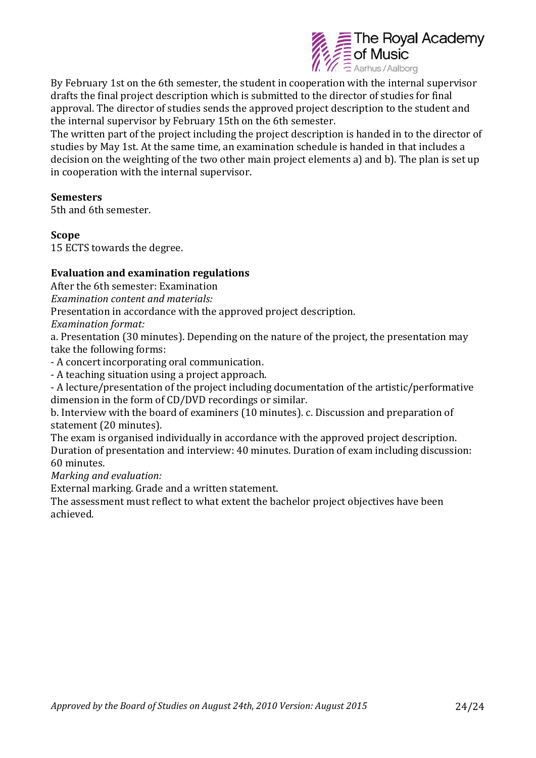By February 1st on the 6th semester, the student in cooperation with the internal supervisor drafts the final project description which is submitted to the director of studies for final approval. The director of studies sends the approved project description to the student and the internal supervisor by February 15th on the 6th semester.
The written part of the project including the project description is handed in to the director of studies by May 1st. At the same time, an examination schedule is handed in that includes a decision on the weighting of the two other main project elements a) and b). The plan is set up in cooperation with the internal supervisor.

**Semesters**
5th and 6th semester.

**Scope**
15 ECTS towards the degree.

**Evaluation and examination regulations**
After the 6th semester: Examination
*Examination content and materials:*
Presentation in accordance with the approved project description.
*Examination format:*
a. Presentation (30 minutes). Depending on the nature of the project, the presentation may take the following forms:
- A concert incorporating oral communication.
- A teaching situation using a project approach.
- A lecture/presentation of the project including documentation of the artistic/performative dimension in the form of CD/DVD recordings or similar.

b. Interview with the board of examiners (10 minutes). c. Discussion and preparation of statement (20 minutes).
The exam is organised individually in accordance with the approved project description.
Duration of presentation and interview: 40 minutes. Duration of exam including discussion: 60 minutes.
*Marking and evaluation:*
External marking. Grade and a written statement.
The assessment must reflect to what extent the bachelor project objectives have been achieved.

*Approved by the Board of Studies on August 24th, 2010 Version: August 2015*